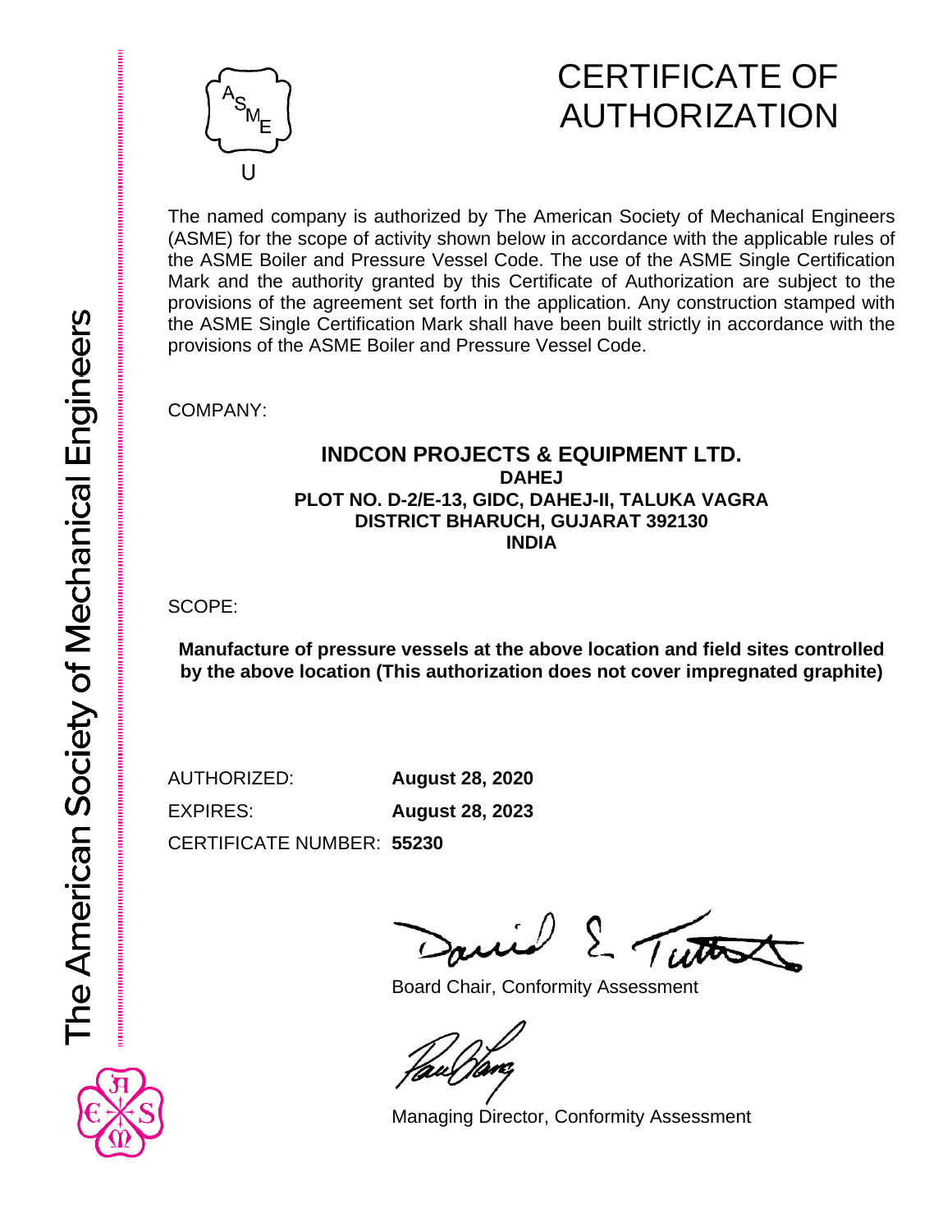The American Society of Mechanical Engineers

U

# CERTIFICATE OF AUTHORIZATION

The named company is authorized by The American Society of Mechanical Engineers (ASME) for the scope of activity shown below in accordance with the applicable rules of the ASME Boiler and Pressure Vessel Code. The use of the ASME Single Certification Mark and the authority granted by this Certificate of Authorization are subject to the provisions of the agreement set forth in the application. Any construction stamped with the ASME Single Certification Mark shall have been built strictly in accordance with the provisions of the ASME Boiler and Pressure Vessel Code.

COMPANY:

**INDCON PROJECTS & EQUIPMENT LTD.**
**DAHEJ**
**PLOT NO. D-2/E-13, GIDC, DAHEJ-II, TALUKA VAGRA**
**DISTRICT BHARUCH, GUJARAT 392130**
**INDIA**

SCOPE:

**Manufacture of pressure vessels at the above location and field sites controlled by the above location (This authorization does not cover impregnated graphite)**

AUTHORIZED: **August 28, 2020**

EXPIRES: **August 28, 2023**

CERTIFICATE NUMBER: **55230**

Board Chair, Conformity Assessment

Managing Director, Conformity Assessment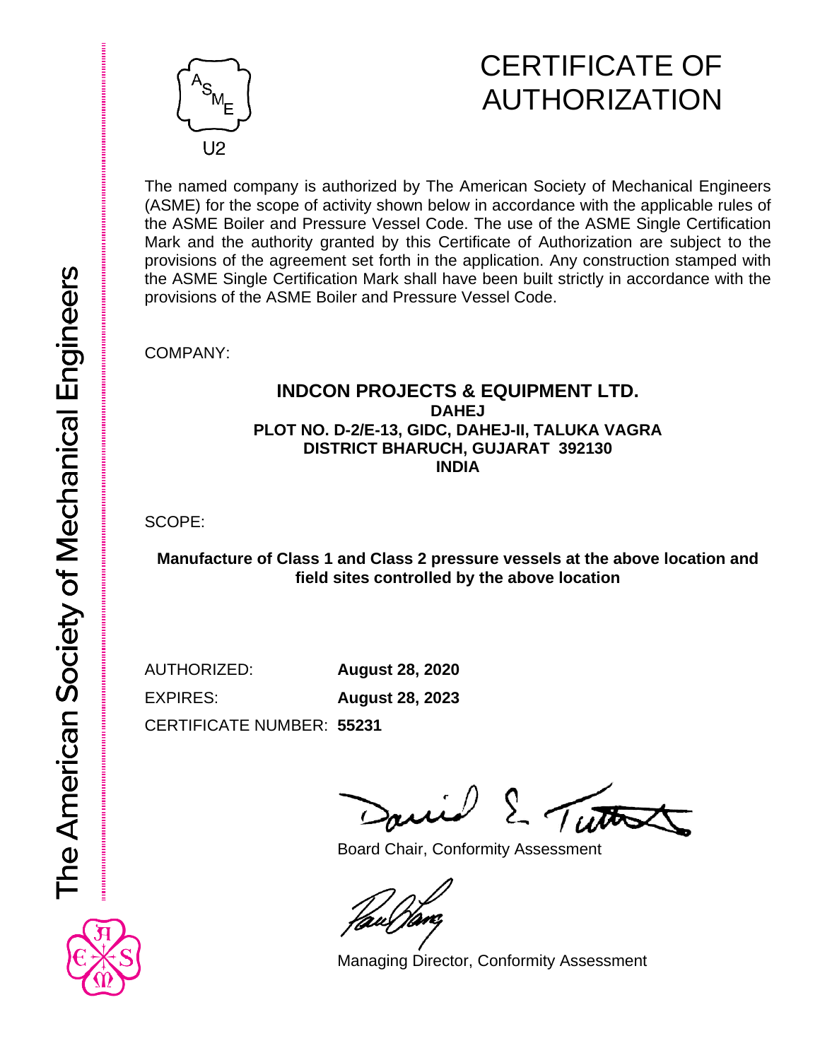ASME

U2

# CERTIFICATE OF AUTHORIZATION

The named company is authorized by The American Society of Mechanical Engineers (ASME) for the scope of activity shown below in accordance with the applicable rules of the ASME Boiler and Pressure Vessel Code. The use of the ASME Single Certification Mark and the authority granted by this Certificate of Authorization are subject to the provisions of the agreement set forth in the application. Any construction stamped with the ASME Single Certification Mark shall have been built strictly in accordance with the provisions of the ASME Boiler and Pressure Vessel Code.

COMPANY:

**INDCON PROJECTS & EQUIPMENT LTD.**
**DAHEJ**
**PLOT NO. D-2/E-13, GIDC, DAHEJ-II, TALUKA VAGRA**
**DISTRICT BHARUCH, GUJARAT 392130**
**INDIA**

SCOPE:

**Manufacture of Class 1 and Class 2 pressure vessels at the above location and field sites controlled by the above location**

AUTHORIZED: **August 28, 2020**

EXPIRES: **August 28, 2023**

CERTIFICATE NUMBER: **55231**

Board Chair, Conformity Assessment

Managing Director, Conformity Assessment

The American Society of Mechanical Engineers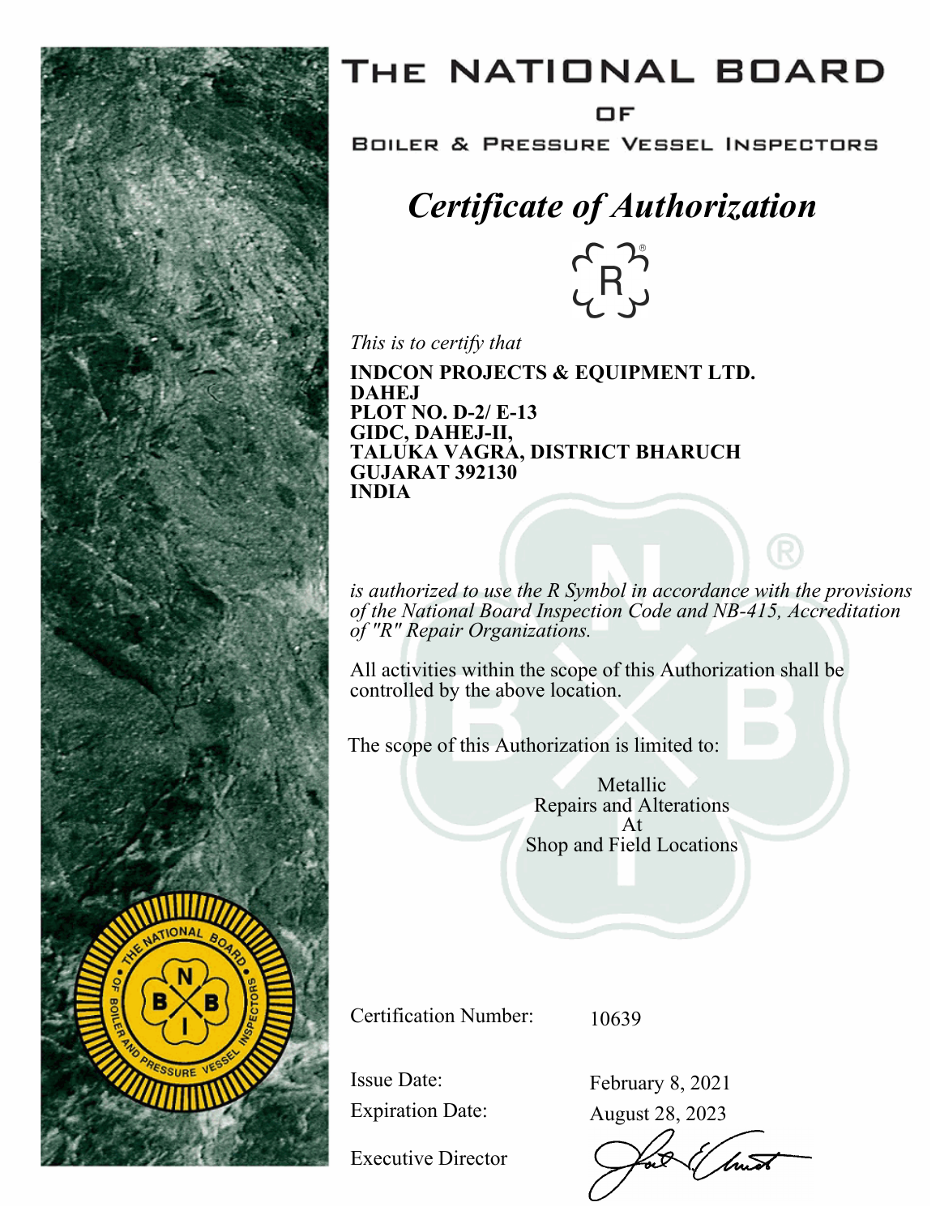# THE NATIONAL BOARD

OF

BOILER & PRESSURE VESSEL INSPECTORS

## *Certificate of Authorization*

R®

*This is to certify that*

**INDCON PROJECTS & EQUIPMENT LTD.**
**DAHEJ**
**PLOT NO. D-2/ E-13**
**GIDC, DAHEJ-II,**
**TALUKA VAGRA, DISTRICT BHARUCH**
**GUJARAT 392130**
**INDIA**

*is authorized to use the R Symbol in accordance with the provisions of the National Board Inspection Code and NB-415, Accreditation of "R" Repair Organizations.*

All activities within the scope of this Authorization shall be controlled by the above location.

The scope of this Authorization is limited to:

Metallic
Repairs and Alterations
At
Shop and Field Locations

Certification Number: 10639

Issue Date: February 8, 2021

Expiration Date: August 28, 2023

Executive Director